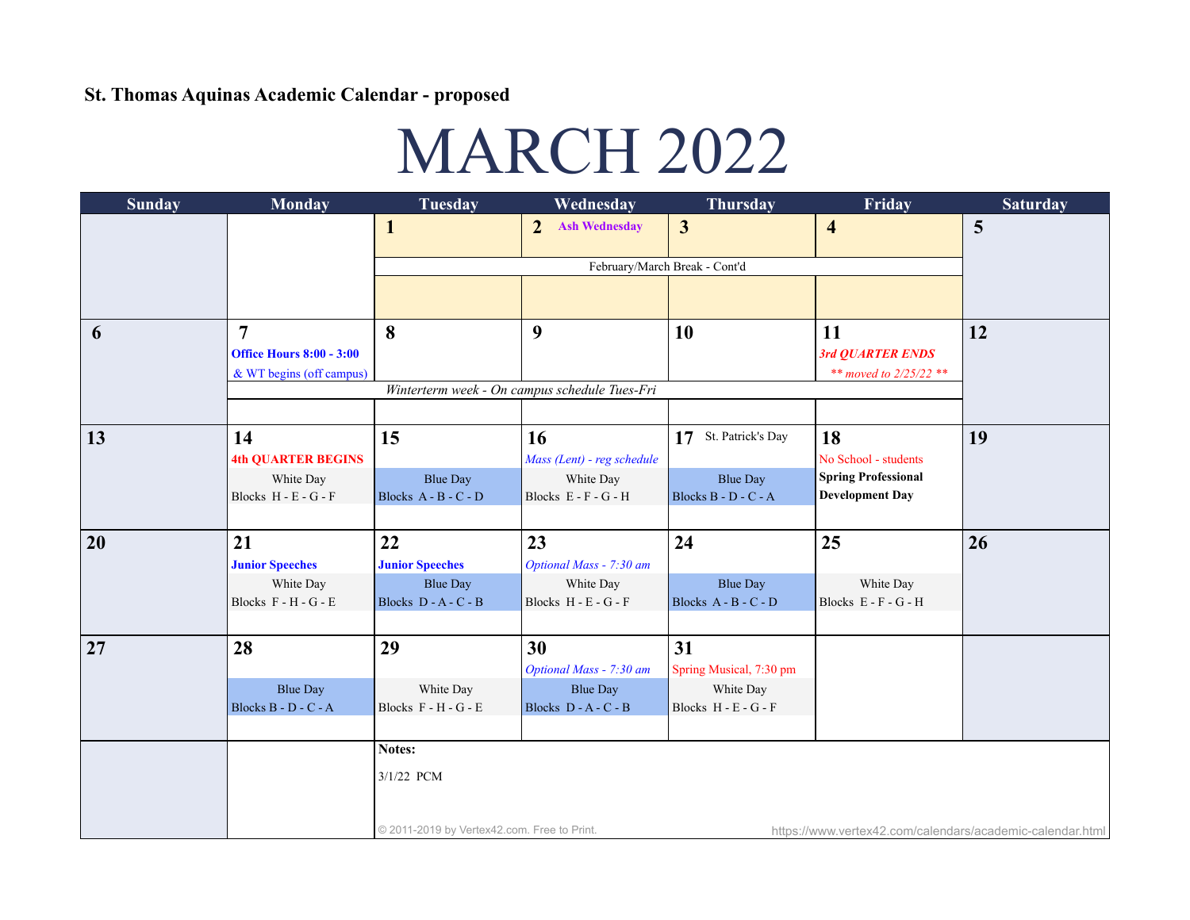**St. Thomas Aquinas Academic Calendar - proposed**

# MARCH 2022

| Sunday | Monday | Tuesday | Wednesday | Thursday | Friday | Saturday |
|---|---|---|---|---|---|---|
| | | **1** | **2** Ash Wednesday | **3** | **4** | **5** |
| | | February/March Break - Cont'd | | | | |
| **6** | **7** Office Hours 8:00 - 3:00 & WT begins (off campus) | **8** | **9** | **10** | **11** *3rd QUARTER ENDS* *\*\* moved to 2/25/22 \*\** | **12** |
| | *Winterterm week - On campus schedule Tues-Fri* | | | | | |
| **13** | **14** **4th QUARTER BEGINS** White Day Blocks H - E - G - F | **15** Blue Day Blocks A - B - C - D | **16** *Mass (Lent) - reg schedule* White Day Blocks E - F - G - H | **17** St. Patrick's Day Blue Day Blocks B - D - C - A | **18** No School - students **Spring Professional Development Day** | **19** |
| **20** | **21** **Junior Speeches** White Day Blocks F - H - G - E | **22** **Junior Speeches** Blue Day Blocks D - A - C - B | **23** *Optional Mass - 7:30 am* White Day Blocks H - E - G - F | **24** Blue Day Blocks A - B - C - D | **25** White Day Blocks E - F - G - H | **26** |
| **27** | **28** Blue Day Blocks B - D - C - A | **29** White Day Blocks F - H - G - E | **30** *Optional Mass - 7:30 am* Blue Day Blocks D - A - C - B | **31** Spring Musical, 7:30 pm White Day Blocks H - E - G - F | | |

**Notes:**

3/1/22 PCM

© 2011-2019 by Vertex42.com. Free to Print. https://www.vertex42.com/calendars/academic-calendar.html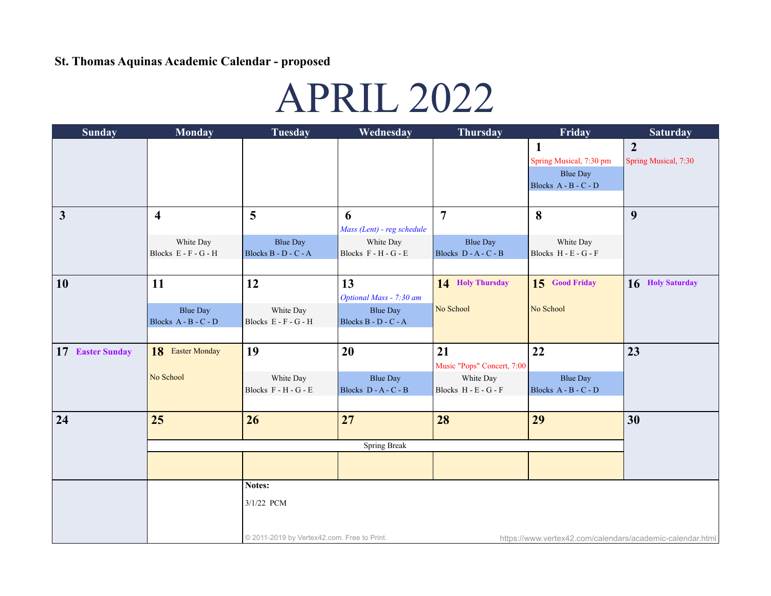**St. Thomas Aquinas Academic Calendar - proposed**

# APRIL 2022

| Sunday | Monday | Tuesday | Wednesday | Thursday | Friday | Saturday |
|---|---|---|---|---|---|---|
| | | | | | **1** Spring Musical, 7:30 pm<br>Blue Day<br>Blocks A - B - C - D | **2** Spring Musical, 7:30 |
| **3** | **4**<br>White Day<br>Blocks E - F - G - H | **5**<br>Blue Day<br>Blocks B - D - C - A | **6** *Mass (Lent) - reg schedule*<br>White Day<br>Blocks F - H - G - E | **7**<br>Blue Day<br>Blocks D - A - C - B | **8**<br>White Day<br>Blocks H - E - G - F | **9** |
| **10** | **11**<br>Blue Day<br>Blocks A - B - C - D | **12**<br>White Day<br>Blocks E - F - G - H | **13** *Optional Mass - 7:30 am*<br>Blue Day<br>Blocks B - D - C - A | **14** **Holy Thursday**<br>No School | **15** **Good Friday**<br>No School | **16** **Holy Saturday** |
| **17** **Easter Sunday** | **18** Easter Monday<br>No School | **19**<br>White Day<br>Blocks F - H - G - E | **20**<br>Blue Day<br>Blocks D - A - C - B | **21** Music "Pops" Concert, 7:00<br>White Day<br>Blocks H - E - G - F | **22**<br>Blue Day<br>Blocks A - B - C - D | **23** |
| **24** | **25** Spring Break | **26** Spring Break | **27** Spring Break | **28** Spring Break | **29** Spring Break | **30** |

**Notes:**

3/1/22 PCM